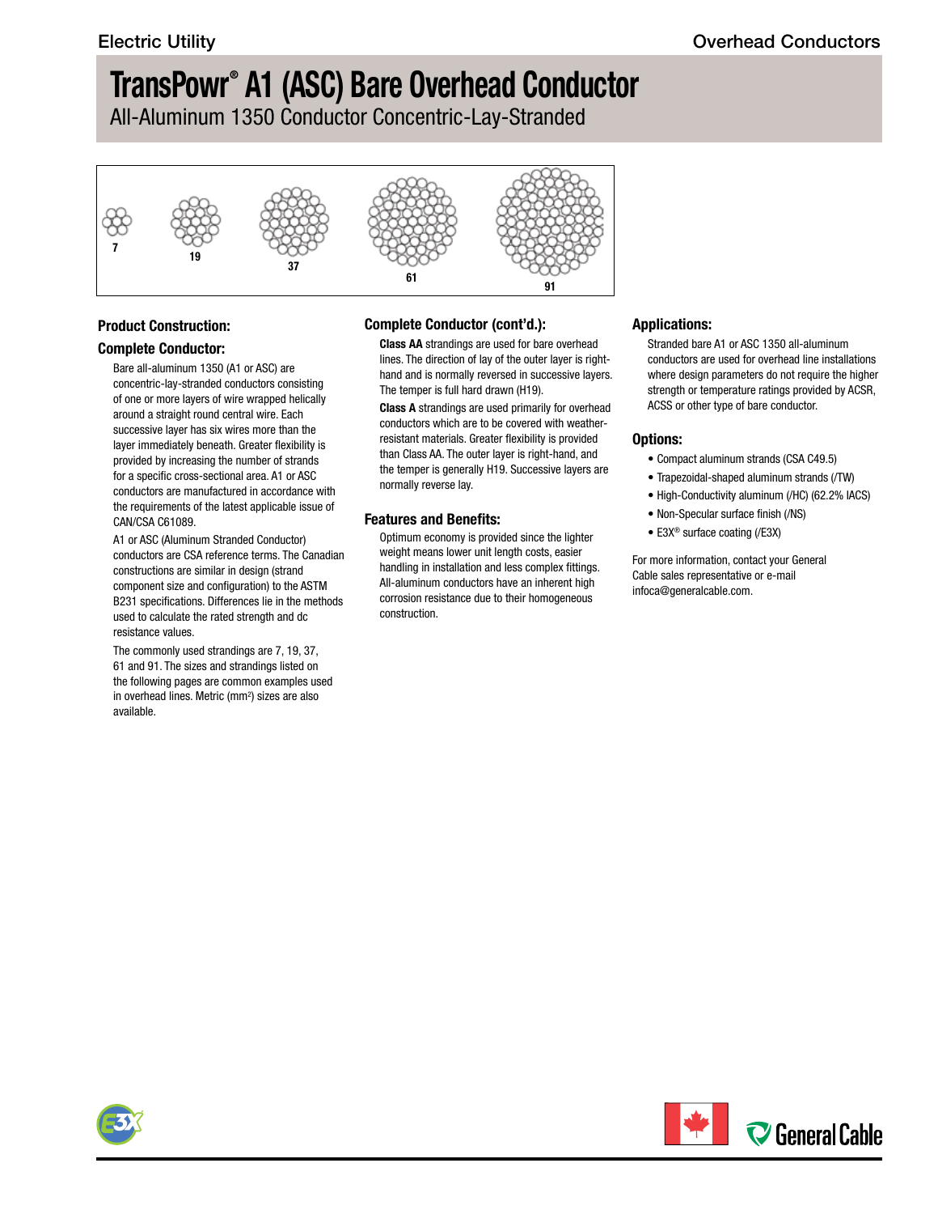# TransPowr® A1 (ASC) Bare Overhead Conductor

All-Aluminum 1350 Conductor Concentric-Lay-Stranded

7

19

37

61

91

## Product Construction:

### Complete Conductor:

Bare all-aluminum 1350 (A1 or ASC) are concentric-lay-stranded conductors consisting of one or more layers of wire wrapped helically around a straight round central wire. Each successive layer has six wires more than the layer immediately beneath. Greater flexibility is provided by increasing the number of strands for a specific cross-sectional area. A1 or ASC conductors are manufactured in accordance with the requirements of the latest applicable issue of CAN/CSA C61089.

A1 or ASC (Aluminum Stranded Conductor) conductors are CSA reference terms. The Canadian constructions are similar in design (strand component size and configuration) to the ASTM B231 specifications. Differences lie in the methods used to calculate the rated strength and dc resistance values.

The commonly used strandings are 7, 19, 37, 61 and 91. The sizes and strandings listed on the following pages are common examples used in overhead lines. Metric (mm²) sizes are also available.

### Complete Conductor (cont'd.):

**Class AA** strandings are used for bare overhead lines. The direction of lay of the outer layer is right-hand and is normally reversed in successive layers. The temper is full hard drawn (H19).

**Class A** strandings are used primarily for overhead conductors which are to be covered with weather-resistant materials. Greater flexibility is provided than Class AA. The outer layer is right-hand, and the temper is generally H19. Successive layers are normally reverse lay.

## Features and Benefits:

Optimum economy is provided since the lighter weight means lower unit length costs, easier handling in installation and less complex fittings. All-aluminum conductors have an inherent high corrosion resistance due to their homogeneous construction.

## Applications:

Stranded bare A1 or ASC 1350 all-aluminum conductors are used for overhead line installations where design parameters do not require the higher strength or temperature ratings provided by ACSR, ACSS or other type of bare conductor.

## Options:

- Compact aluminum strands (CSA C49.5)
- Trapezoidal-shaped aluminum strands (/TW)
- High-Conductivity aluminum (/HC) (62.2% IACS)
- Non-Specular surface finish (/NS)
- E3X® surface coating (/E3X)

For more information, contact your General Cable sales representative or e-mail infoca@generalcable.com.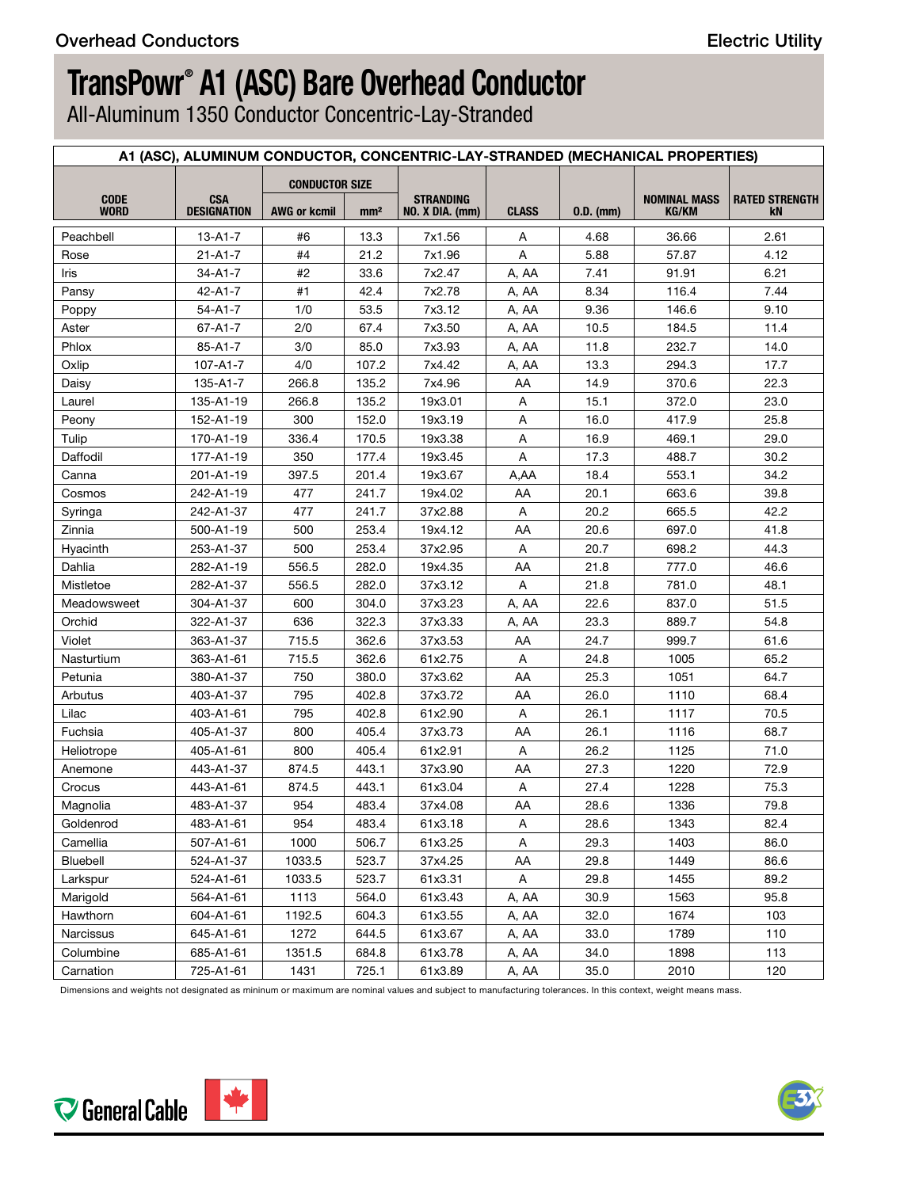# TransPowr® A1 (ASC) Bare Overhead Conductor

All-Aluminum 1350 Conductor Concentric-Lay-Stranded

| A1 (ASC), ALUMINUM CONDUCTOR, CONCENTRIC-LAY-STRANDED (MECHANICAL PROPERTIES) | | | | | | | | |
|---|---|---|---|---|---|---|---|---|
| CODE WORD | CSA DESIGNATION | CONDUCTOR SIZE | | STRANDING NO. X DIA. (mm) | CLASS | O.D. (mm) | NOMINAL MASS KG/KM | RATED STRENGTH kN |
| | | AWG or kcmil | mm² | | | | | |
| Peachbell | 13-A1-7 | #6 | 13.3 | 7x1.56 | A | 4.68 | 36.66 | 2.61 |
| Rose | 21-A1-7 | #4 | 21.2 | 7x1.96 | A | 5.88 | 57.87 | 4.12 |
| Iris | 34-A1-7 | #2 | 33.6 | 7x2.47 | A, AA | 7.41 | 91.91 | 6.21 |
| Pansy | 42-A1-7 | #1 | 42.4 | 7x2.78 | A, AA | 8.34 | 116.4 | 7.44 |
| Poppy | 54-A1-7 | 1/0 | 53.5 | 7x3.12 | A, AA | 9.36 | 146.6 | 9.10 |
| Aster | 67-A1-7 | 2/0 | 67.4 | 7x3.50 | A, AA | 10.5 | 184.5 | 11.4 |
| Phlox | 85-A1-7 | 3/0 | 85.0 | 7x3.93 | A, AA | 11.8 | 232.7 | 14.0 |
| Oxlip | 107-A1-7 | 4/0 | 107.2 | 7x4.42 | A, AA | 13.3 | 294.3 | 17.7 |
| Daisy | 135-A1-7 | 266.8 | 135.2 | 7x4.96 | AA | 14.9 | 370.6 | 22.3 |
| Laurel | 135-A1-19 | 266.8 | 135.2 | 19x3.01 | A | 15.1 | 372.0 | 23.0 |
| Peony | 152-A1-19 | 300 | 152.0 | 19x3.19 | A | 16.0 | 417.9 | 25.8 |
| Tulip | 170-A1-19 | 336.4 | 170.5 | 19x3.38 | A | 16.9 | 469.1 | 29.0 |
| Daffodil | 177-A1-19 | 350 | 177.4 | 19x3.45 | A | 17.3 | 488.7 | 30.2 |
| Canna | 201-A1-19 | 397.5 | 201.4 | 19x3.67 | A,AA | 18.4 | 553.1 | 34.2 |
| Cosmos | 242-A1-19 | 477 | 241.7 | 19x4.02 | AA | 20.1 | 663.6 | 39.8 |
| Syringa | 242-A1-37 | 477 | 241.7 | 37x2.88 | A | 20.2 | 665.5 | 42.2 |
| Zinnia | 500-A1-19 | 500 | 253.4 | 19x4.12 | AA | 20.6 | 697.0 | 41.8 |
| Hyacinth | 253-A1-37 | 500 | 253.4 | 37x2.95 | A | 20.7 | 698.2 | 44.3 |
| Dahlia | 282-A1-19 | 556.5 | 282.0 | 19x4.35 | AA | 21.8 | 777.0 | 46.6 |
| Mistletoe | 282-A1-37 | 556.5 | 282.0 | 37x3.12 | A | 21.8 | 781.0 | 48.1 |
| Meadowsweet | 304-A1-37 | 600 | 304.0 | 37x3.23 | A, AA | 22.6 | 837.0 | 51.5 |
| Orchid | 322-A1-37 | 636 | 322.3 | 37x3.33 | A, AA | 23.3 | 889.7 | 54.8 |
| Violet | 363-A1-37 | 715.5 | 362.6 | 37x3.53 | AA | 24.7 | 999.7 | 61.6 |
| Nasturtium | 363-A1-61 | 715.5 | 362.6 | 61x2.75 | A | 24.8 | 1005 | 65.2 |
| Petunia | 380-A1-37 | 750 | 380.0 | 37x3.62 | AA | 25.3 | 1051 | 64.7 |
| Arbutus | 403-A1-37 | 795 | 402.8 | 37x3.72 | AA | 26.0 | 1110 | 68.4 |
| Lilac | 403-A1-61 | 795 | 402.8 | 61x2.90 | A | 26.1 | 1117 | 70.5 |
| Fuchsia | 405-A1-37 | 800 | 405.4 | 37x3.73 | AA | 26.1 | 1116 | 68.7 |
| Heliotrope | 405-A1-61 | 800 | 405.4 | 61x2.91 | A | 26.2 | 1125 | 71.0 |
| Anemone | 443-A1-37 | 874.5 | 443.1 | 37x3.90 | AA | 27.3 | 1220 | 72.9 |
| Crocus | 443-A1-61 | 874.5 | 443.1 | 61x3.04 | A | 27.4 | 1228 | 75.3 |
| Magnolia | 483-A1-37 | 954 | 483.4 | 37x4.08 | AA | 28.6 | 1336 | 79.8 |
| Goldenrod | 483-A1-61 | 954 | 483.4 | 61x3.18 | A | 28.6 | 1343 | 82.4 |
| Camellia | 507-A1-61 | 1000 | 506.7 | 61x3.25 | A | 29.3 | 1403 | 86.0 |
| Bluebell | 524-A1-37 | 1033.5 | 523.7 | 37x4.25 | AA | 29.8 | 1449 | 86.6 |
| Larkspur | 524-A1-61 | 1033.5 | 523.7 | 61x3.31 | A | 29.8 | 1455 | 89.2 |
| Marigold | 564-A1-61 | 1113 | 564.0 | 61x3.43 | A, AA | 30.9 | 1563 | 95.8 |
| Hawthorn | 604-A1-61 | 1192.5 | 604.3 | 61x3.55 | A, AA | 32.0 | 1674 | 103 |
| Narcissus | 645-A1-61 | 1272 | 644.5 | 61x3.67 | A, AA | 33.0 | 1789 | 110 |
| Columbine | 685-A1-61 | 1351.5 | 684.8 | 61x3.78 | A, AA | 34.0 | 1898 | 113 |
| Carnation | 725-A1-61 | 1431 | 725.1 | 61x3.89 | A, AA | 35.0 | 2010 | 120 |

Dimensions and weights not designated as mininum or maximum are nominal values and subject to manufacturing tolerances. In this context, weight means mass.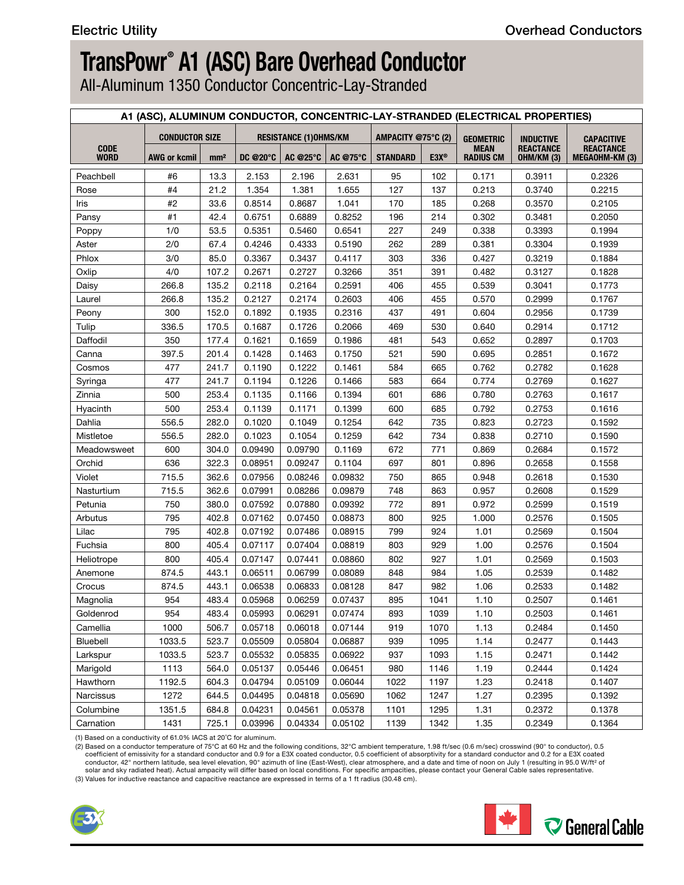# TransPowr® A1 (ASC) Bare Overhead Conductor

All-Aluminum 1350 Conductor Concentric-Lay-Stranded

| A1 (ASC), ALUMINUM CONDUCTOR, CONCENTRIC-LAY-STRANDED (ELECTRICAL PROPERTIES) | | | | | | | | | | |
|---|---|---|---|---|---|---|---|---|---|---|
| CODE WORD | CONDUCTOR SIZE | | RESISTANCE (1)OHMS/KM | | | AMPACITY @75°C (2) | | GEOMETRIC MEAN RADIUS CM | INDUCTIVE REACTANCE OHM/KM (3) | CAPACITIVE REACTANCE MEGAOHM-KM (3) |
| | AWG or kcmil | mm² | DC @20°C | AC @25°C | AC @75°C | STANDARD | E3X® | | | |
| Peachbell | #6 | 13.3 | 2.153 | 2.196 | 2.631 | 95 | 102 | 0.171 | 0.3911 | 0.2326 |
| Rose | #4 | 21.2 | 1.354 | 1.381 | 1.655 | 127 | 137 | 0.213 | 0.3740 | 0.2215 |
| Iris | #2 | 33.6 | 0.8514 | 0.8687 | 1.041 | 170 | 185 | 0.268 | 0.3570 | 0.2105 |
| Pansy | #1 | 42.4 | 0.6751 | 0.6889 | 0.8252 | 196 | 214 | 0.302 | 0.3481 | 0.2050 |
| Poppy | 1/0 | 53.5 | 0.5351 | 0.5460 | 0.6541 | 227 | 249 | 0.338 | 0.3393 | 0.1994 |
| Aster | 2/0 | 67.4 | 0.4246 | 0.4333 | 0.5190 | 262 | 289 | 0.381 | 0.3304 | 0.1939 |
| Phlox | 3/0 | 85.0 | 0.3367 | 0.3437 | 0.4117 | 303 | 336 | 0.427 | 0.3219 | 0.1884 |
| Oxlip | 4/0 | 107.2 | 0.2671 | 0.2727 | 0.3266 | 351 | 391 | 0.482 | 0.3127 | 0.1828 |
| Daisy | 266.8 | 135.2 | 0.2118 | 0.2164 | 0.2591 | 406 | 455 | 0.539 | 0.3041 | 0.1773 |
| Laurel | 266.8 | 135.2 | 0.2127 | 0.2174 | 0.2603 | 406 | 455 | 0.570 | 0.2999 | 0.1767 |
| Peony | 300 | 152.0 | 0.1892 | 0.1935 | 0.2316 | 437 | 491 | 0.604 | 0.2956 | 0.1739 |
| Tulip | 336.5 | 170.5 | 0.1687 | 0.1726 | 0.2066 | 469 | 530 | 0.640 | 0.2914 | 0.1712 |
| Daffodil | 350 | 177.4 | 0.1621 | 0.1659 | 0.1986 | 481 | 543 | 0.652 | 0.2897 | 0.1703 |
| Canna | 397.5 | 201.4 | 0.1428 | 0.1463 | 0.1750 | 521 | 590 | 0.695 | 0.2851 | 0.1672 |
| Cosmos | 477 | 241.7 | 0.1190 | 0.1222 | 0.1461 | 584 | 665 | 0.762 | 0.2782 | 0.1628 |
| Syringa | 477 | 241.7 | 0.1194 | 0.1226 | 0.1466 | 583 | 664 | 0.774 | 0.2769 | 0.1627 |
| Zinnia | 500 | 253.4 | 0.1135 | 0.1166 | 0.1394 | 601 | 686 | 0.780 | 0.2763 | 0.1617 |
| Hyacinth | 500 | 253.4 | 0.1139 | 0.1171 | 0.1399 | 600 | 685 | 0.792 | 0.2753 | 0.1616 |
| Dahlia | 556.5 | 282.0 | 0.1020 | 0.1049 | 0.1254 | 642 | 735 | 0.823 | 0.2723 | 0.1592 |
| Mistletoe | 556.5 | 282.0 | 0.1023 | 0.1054 | 0.1259 | 642 | 734 | 0.838 | 0.2710 | 0.1590 |
| Meadowsweet | 600 | 304.0 | 0.09490 | 0.09790 | 0.1169 | 672 | 771 | 0.869 | 0.2684 | 0.1572 |
| Orchid | 636 | 322.3 | 0.08951 | 0.09247 | 0.1104 | 697 | 801 | 0.896 | 0.2658 | 0.1558 |
| Violet | 715.5 | 362.6 | 0.07956 | 0.08246 | 0.09832 | 750 | 865 | 0.948 | 0.2618 | 0.1530 |
| Nasturtium | 715.5 | 362.6 | 0.07991 | 0.08286 | 0.09879 | 748 | 863 | 0.957 | 0.2608 | 0.1529 |
| Petunia | 750 | 380.0 | 0.07592 | 0.07880 | 0.09392 | 772 | 891 | 0.972 | 0.2599 | 0.1519 |
| Arbutus | 795 | 402.8 | 0.07162 | 0.07450 | 0.08873 | 800 | 925 | 1.000 | 0.2576 | 0.1505 |
| Lilac | 795 | 402.8 | 0.07192 | 0.07486 | 0.08915 | 799 | 924 | 1.01 | 0.2569 | 0.1504 |
| Fuchsia | 800 | 405.4 | 0.07117 | 0.07404 | 0.08819 | 803 | 929 | 1.00 | 0.2576 | 0.1504 |
| Heliotrope | 800 | 405.4 | 0.07147 | 0.07441 | 0.08860 | 802 | 927 | 1.01 | 0.2569 | 0.1503 |
| Anemone | 874.5 | 443.1 | 0.06511 | 0.06799 | 0.08089 | 848 | 984 | 1.05 | 0.2539 | 0.1482 |
| Crocus | 874.5 | 443.1 | 0.06538 | 0.06833 | 0.08128 | 847 | 982 | 1.06 | 0.2533 | 0.1482 |
| Magnolia | 954 | 483.4 | 0.05968 | 0.06259 | 0.07437 | 895 | 1041 | 1.10 | 0.2507 | 0.1461 |
| Goldenrod | 954 | 483.4 | 0.05993 | 0.06291 | 0.07474 | 893 | 1039 | 1.10 | 0.2503 | 0.1461 |
| Camellia | 1000 | 506.7 | 0.05718 | 0.06018 | 0.07144 | 919 | 1070 | 1.13 | 0.2484 | 0.1450 |
| Bluebell | 1033.5 | 523.7 | 0.05509 | 0.05804 | 0.06887 | 939 | 1095 | 1.14 | 0.2477 | 0.1443 |
| Larkspur | 1033.5 | 523.7 | 0.05532 | 0.05835 | 0.06922 | 937 | 1093 | 1.15 | 0.2471 | 0.1442 |
| Marigold | 1113 | 564.0 | 0.05137 | 0.05446 | 0.06451 | 980 | 1146 | 1.19 | 0.2444 | 0.1424 |
| Hawthorn | 1192.5 | 604.3 | 0.04794 | 0.05109 | 0.06044 | 1022 | 1197 | 1.23 | 0.2418 | 0.1407 |
| Narcissus | 1272 | 644.5 | 0.04495 | 0.04818 | 0.05690 | 1062 | 1247 | 1.27 | 0.2395 | 0.1392 |
| Columbine | 1351.5 | 684.8 | 0.04231 | 0.04561 | 0.05378 | 1101 | 1295 | 1.31 | 0.2372 | 0.1378 |
| Carnation | 1431 | 725.1 | 0.03996 | 0.04334 | 0.05102 | 1139 | 1342 | 1.35 | 0.2349 | 0.1364 |

(1) Based on a conductivity of 61.0% IACS at 20˚C for aluminum.

(2) Based on a conductor temperature of 75°C at 60 Hz and the following conditions, 32°C ambient temperature, 1.98 ft/sec (0.6 m/sec) crosswind (90° to conductor), 0.5 coefficient of emissivity for a standard conductor and 0.9 for a E3X coated conductor, 0.5 coefficient of absorptivity for a standard conductor and 0.2 for a E3X coated conductor, 42° northern latitude, sea level elevation, 90° azimuth of line (East-West), clear atmosphere, and a date and time of noon on July 1 (resulting in 95.0 W/ft² of solar and sky radiated heat). Actual ampacity will differ based on local conditions. For specific ampacities, please contact your General Cable sales representative.

(3) Values for inductive reactance and capacitive reactance are expressed in terms of a 1 ft radius (30.48 cm).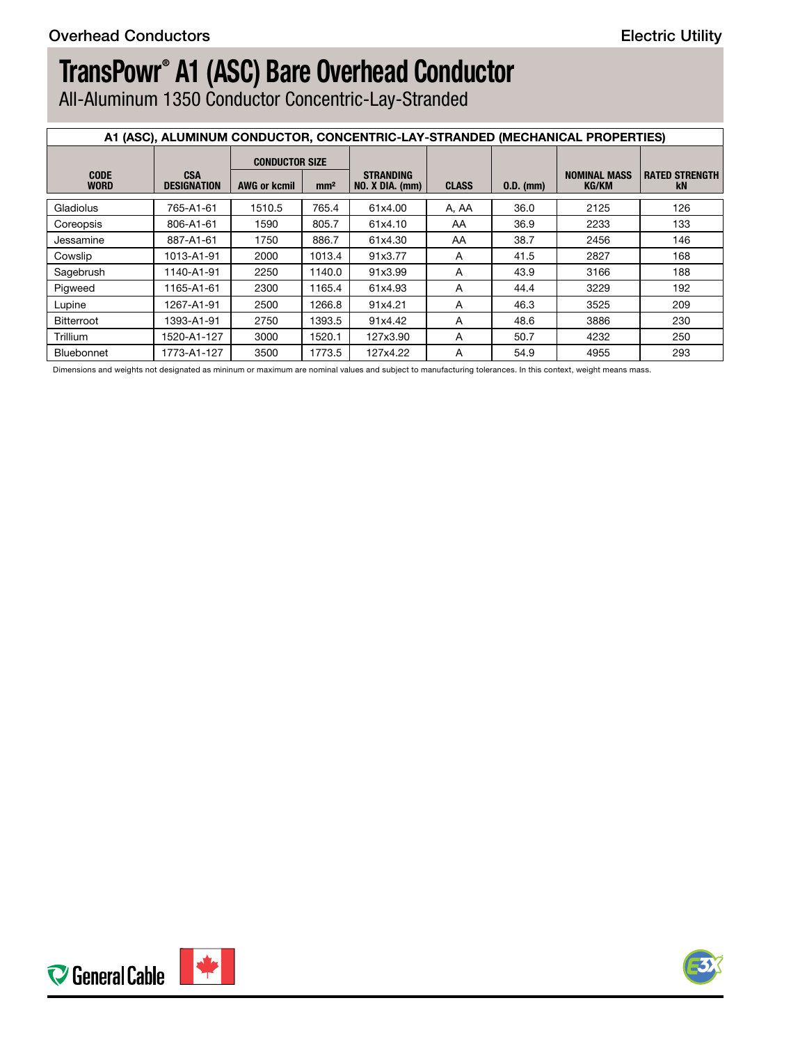# TransPowr® A1 (ASC) Bare Overhead Conductor

All-Aluminum 1350 Conductor Concentric-Lay-Stranded

| A1 (ASC), ALUMINUM CONDUCTOR, CONCENTRIC-LAY-STRANDED (MECHANICAL PROPERTIES) | | | | | | | | |
|---|---|---|---|---|---|---|---|---|
| CODE WORD | CSA DESIGNATION | CONDUCTOR SIZE | | STRANDING NO. X DIA. (mm) | CLASS | O.D. (mm) | NOMINAL MASS KG/KM | RATED STRENGTH kN |
| | | AWG or kcmil | mm² | | | | | |
| Gladiolus | 765-A1-61 | 1510.5 | 765.4 | 61x4.00 | A, AA | 36.0 | 2125 | 126 |
| Coreopsis | 806-A1-61 | 1590 | 805.7 | 61x4.10 | AA | 36.9 | 2233 | 133 |
| Jessamine | 887-A1-61 | 1750 | 886.7 | 61x4.30 | AA | 38.7 | 2456 | 146 |
| Cowslip | 1013-A1-91 | 2000 | 1013.4 | 91x3.77 | A | 41.5 | 2827 | 168 |
| Sagebrush | 1140-A1-91 | 2250 | 1140.0 | 91x3.99 | A | 43.9 | 3166 | 188 |
| Pigweed | 1165-A1-61 | 2300 | 1165.4 | 61x4.93 | A | 44.4 | 3229 | 192 |
| Lupine | 1267-A1-91 | 2500 | 1266.8 | 91x4.21 | A | 46.3 | 3525 | 209 |
| Bitterroot | 1393-A1-91 | 2750 | 1393.5 | 91x4.42 | A | 48.6 | 3886 | 230 |
| Trillium | 1520-A1-127 | 3000 | 1520.1 | 127x3.90 | A | 50.7 | 4232 | 250 |
| Bluebonnet | 1773-A1-127 | 3500 | 1773.5 | 127x4.22 | A | 54.9 | 4955 | 293 |

Dimensions and weights not designated as mininum or maximum are nominal values and subject to manufacturing tolerances. In this context, weight means mass.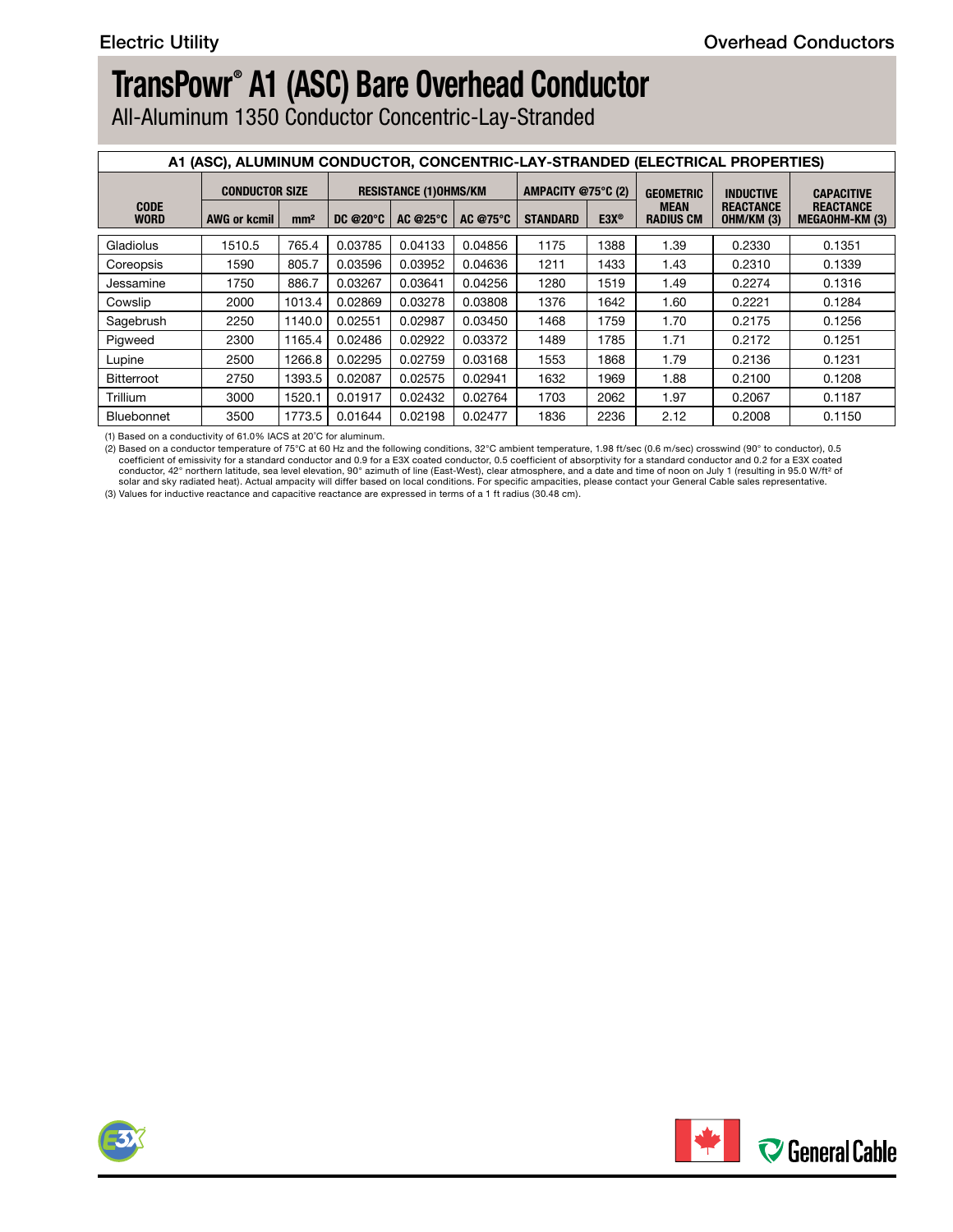# TransPowr® A1 (ASC) Bare Overhead Conductor

All-Aluminum 1350 Conductor Concentric-Lay-Stranded

| A1 (ASC), ALUMINUM CONDUCTOR, CONCENTRIC-LAY-STRANDED (ELECTRICAL PROPERTIES) | | | | | | | | | | |
|---|---|---|---|---|---|---|---|---|---|---|
| CODE WORD | CONDUCTOR SIZE | | RESISTANCE (1)OHMS/KM | | | AMPACITY @75°C (2) | | GEOMETRIC MEAN RADIUS CM | INDUCTIVE REACTANCE OHM/KM (3) | CAPACITIVE REACTANCE MEGAOHM-KM (3) |
| | AWG or kcmil | mm² | DC @20°C | AC @25°C | AC @75°C | STANDARD | E3X® | | | |
| Gladiolus | 1510.5 | 765.4 | 0.03785 | 0.04133 | 0.04856 | 1175 | 1388 | 1.39 | 0.2330 | 0.1351 |
| Coreopsis | 1590 | 805.7 | 0.03596 | 0.03952 | 0.04636 | 1211 | 1433 | 1.43 | 0.2310 | 0.1339 |
| Jessamine | 1750 | 886.7 | 0.03267 | 0.03641 | 0.04256 | 1280 | 1519 | 1.49 | 0.2274 | 0.1316 |
| Cowslip | 2000 | 1013.4 | 0.02869 | 0.03278 | 0.03808 | 1376 | 1642 | 1.60 | 0.2221 | 0.1284 |
| Sagebrush | 2250 | 1140.0 | 0.02551 | 0.02987 | 0.03450 | 1468 | 1759 | 1.70 | 0.2175 | 0.1256 |
| Pigweed | 2300 | 1165.4 | 0.02486 | 0.02922 | 0.03372 | 1489 | 1785 | 1.71 | 0.2172 | 0.1251 |
| Lupine | 2500 | 1266.8 | 0.02295 | 0.02759 | 0.03168 | 1553 | 1868 | 1.79 | 0.2136 | 0.1231 |
| Bitterroot | 2750 | 1393.5 | 0.02087 | 0.02575 | 0.02941 | 1632 | 1969 | 1.88 | 0.2100 | 0.1208 |
| Trillium | 3000 | 1520.1 | 0.01917 | 0.02432 | 0.02764 | 1703 | 2062 | 1.97 | 0.2067 | 0.1187 |
| Bluebonnet | 3500 | 1773.5 | 0.01644 | 0.02198 | 0.02477 | 1836 | 2236 | 2.12 | 0.2008 | 0.1150 |

(1) Based on a conductivity of 61.0% IACS at 20˚C for aluminum.

(2) Based on a conductor temperature of 75°C at 60 Hz and the following conditions, 32°C ambient temperature, 1.98 ft/sec (0.6 m/sec) crosswind (90° to conductor), 0.5 coefficient of emissivity for a standard conductor and 0.9 for a E3X coated conductor, 0.5 coefficient of absorptivity for a standard conductor and 0.2 for a E3X coated conductor, 42° northern latitude, sea level elevation, 90° azimuth of line (East-West), clear atmosphere, and a date and time of noon on July 1 (resulting in 95.0 W/ft² of solar and sky radiated heat). Actual ampacity will differ based on local conditions. For specific ampacities, please contact your General Cable sales representative.

(3) Values for inductive reactance and capacitive reactance are expressed in terms of a 1 ft radius (30.48 cm).